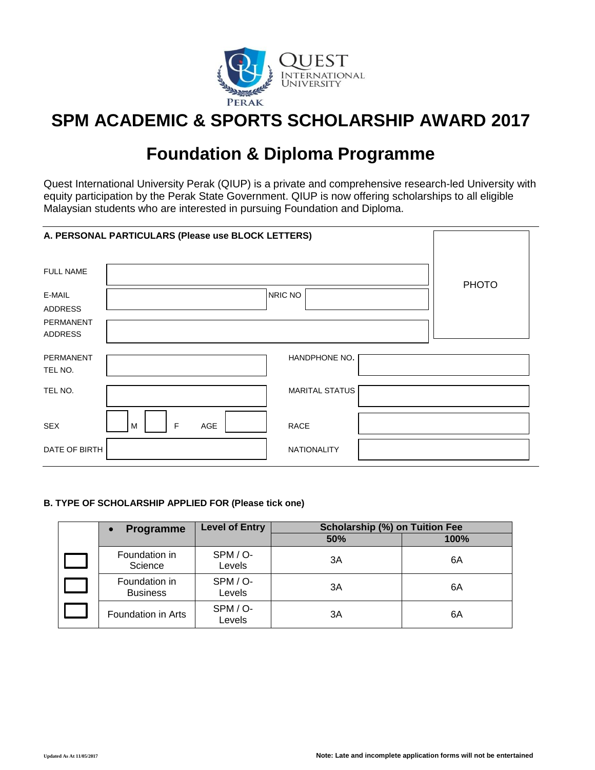QUEST
INTERNATIONAL
UNIVERSITY
PERAK

# SPM ACADEMIC & SPORTS SCHOLARSHIP AWARD 2017

# Foundation & Diploma Programme

Quest International University Perak (QIUP) is a private and comprehensive research-led University with equity participation by the Perak State Government. QIUP is now offering scholarships to all eligible Malaysian students who are interested in pursuing Foundation and Diploma.

## A. PERSONAL PARTICULARS (Please use BLOCK LETTERS)

| | | | | |
|---|---|---|---|---|
| FULL NAME | | | | PHOTO |
| E-MAIL ADDRESS | | NRIC NO | | |
| PERMANENT ADDRESS | | | | |
| PERMANENT TEL NO. | | HANDPHONE NO. | | |
| TEL NO. | | MARITAL STATUS | | |
| SEX | M / F AGE | RACE | | |
| DATE OF BIRTH | | NATIONALITY | | |

## B. TYPE OF SCHOLARSHIP APPLIED FOR (Please tick one)

| | • Programme | Level of Entry | Scholarship (%) on Tuition Fee | |
|---|---|---|---|---|
| | | | 50% | 100% |
| ☐ | Foundation in Science | SPM / O-Levels | 3A | 6A |
| ☐ | Foundation in Business | SPM / O-Levels | 3A | 6A |
| ☐ | Foundation in Arts | SPM / O-Levels | 3A | 6A |

Updated As At 11/05/2017

**Note: Late and incomplete application forms will not be entertained**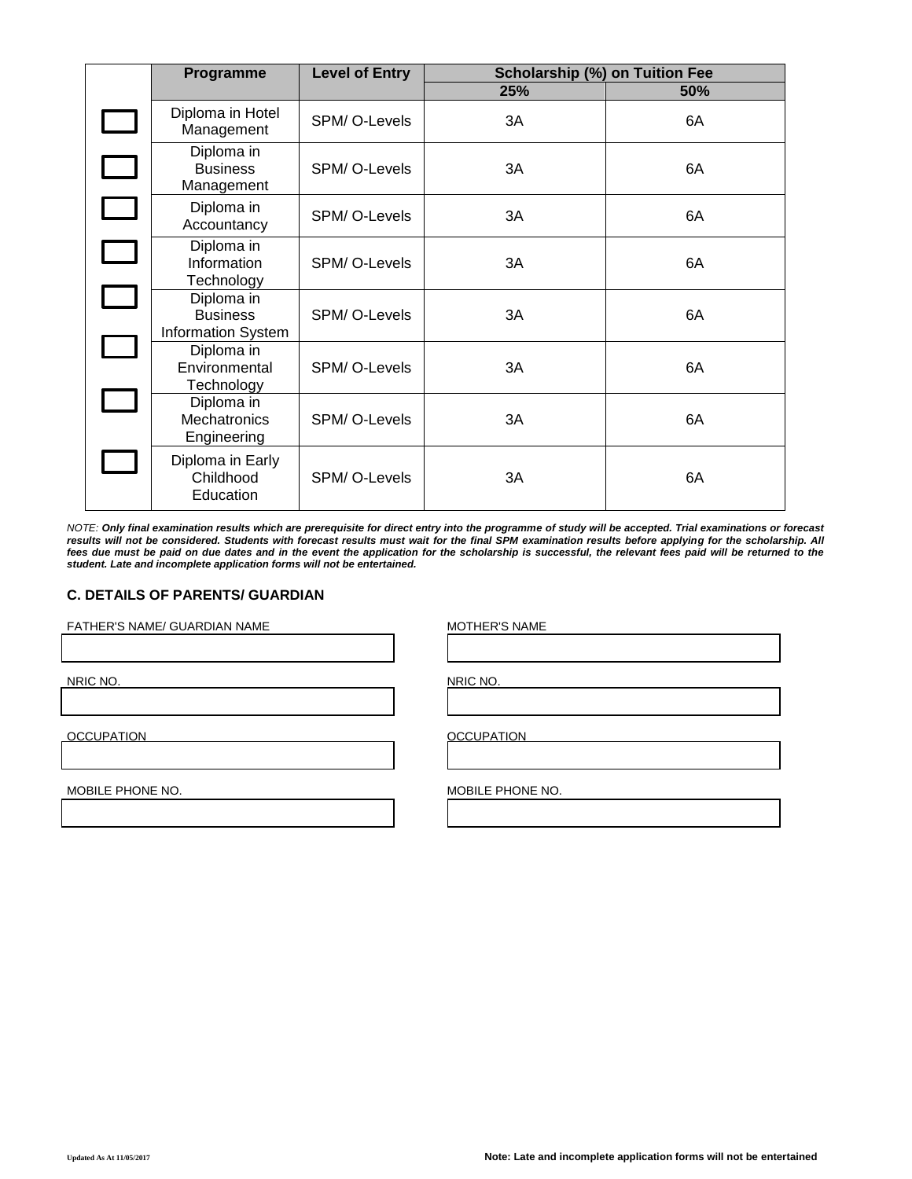| | Programme | Level of Entry | Scholarship (%) on Tuition Fee | |
|---|---|---|---|---|
| | | | 25% | 50% |
| ☐ | Diploma in Hotel Management | SPM/ O-Levels | 3A | 6A |
| ☐ | Diploma in Business Management | SPM/ O-Levels | 3A | 6A |
| ☐ | Diploma in Accountancy | SPM/ O-Levels | 3A | 6A |
| ☐ | Diploma in Information Technology | SPM/ O-Levels | 3A | 6A |
| ☐ | Diploma in Business Information System | SPM/ O-Levels | 3A | 6A |
| ☐ | Diploma in Environmental Technology | SPM/ O-Levels | 3A | 6A |
| ☐ | Diploma in Mechatronics Engineering | SPM/ O-Levels | 3A | 6A |
| ☐ | Diploma in Early Childhood Education | SPM/ O-Levels | 3A | 6A |

*NOTE:* ***Only final examination results which are prerequisite for direct entry into the programme of study will be accepted. Trial examinations or forecast results will not be considered. Students with forecast results must wait for the final SPM examination results before applying for the scholarship. All fees due must be paid on due dates and in the event the application for the scholarship is successful, the relevant fees paid will be returned to the student. Late and incomplete application forms will not be entertained.***

### C. DETAILS OF PARENTS/ GUARDIAN

| FATHER'S NAME/ GUARDIAN NAME | MOTHER'S NAME |
|---|---|
| | |
| NRIC NO. | NRIC NO. |
| | |
| OCCUPATION | OCCUPATION |
| | |
| MOBILE PHONE NO. | MOBILE PHONE NO. |
| | |

Updated As At 11/05/2017

**Note: Late and incomplete application forms will not be entertained**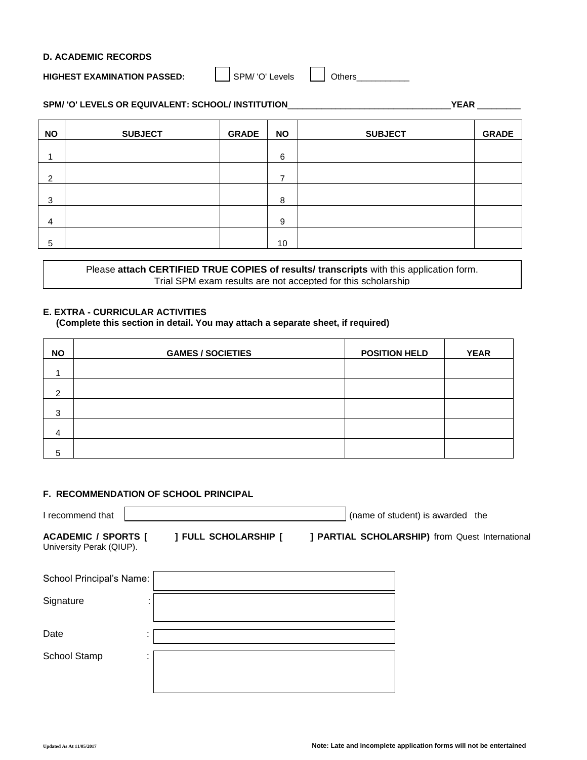## D. ACADEMIC RECORDS

**HIGHEST EXAMINATION PASSED:** ☐ SPM/ 'O' Levels ☐ Others___________

**SPM/ 'O' LEVELS OR EQUIVALENT: SCHOOL/ INSTITUTION**_________________________________**YEAR** _________

| NO | SUBJECT | GRADE | NO | SUBJECT | GRADE |
|---|---|---|---|---|---|
| 1 | | | 6 | | |
| 2 | | | 7 | | |
| 3 | | | 8 | | |
| 4 | | | 9 | | |
| 5 | | | 10 | | |

Please **attach CERTIFIED TRUE COPIES of results/ transcripts** with this application form.
Trial SPM exam results are not accepted for this scholarship

## E. EXTRA - CURRICULAR ACTIVITIES

**(Complete this section in detail. You may attach a separate sheet, if required)**

| NO | GAMES / SOCIETIES | POSITION HELD | YEAR |
|---|---|---|---|
| 1 | | | |
| 2 | | | |
| 3 | | | |
| 4 | | | |
| 5 | | | |

## F. RECOMMENDATION OF SCHOOL PRINCIPAL

I recommend that ______________________________ (name of student) is awarded the

**ACADEMIC / SPORTS [ ] FULL SCHOLARSHIP [ ] PARTIAL SCHOLARSHIP)** from Quest International University Perak (QIUP).

School Principal's Name: ______________________________

Signature : ______________________________

Date : ______________________________

School Stamp : ______________________________

Updated As At 11/05/2017

**Note: Late and incomplete application forms will not be entertained**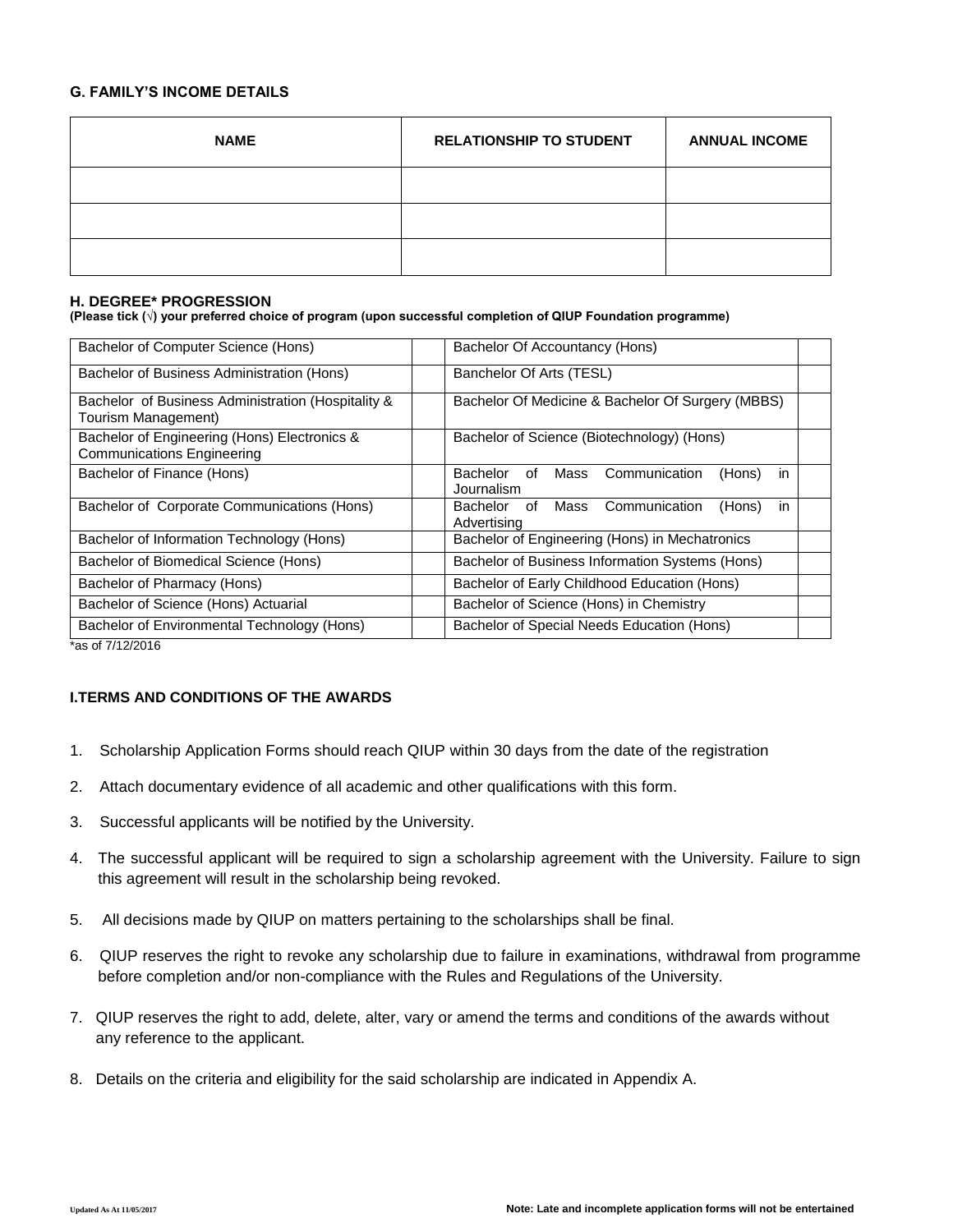### G. FAMILY'S INCOME DETAILS

| NAME | RELATIONSHIP TO STUDENT | ANNUAL INCOME |
|---|---|---|
| | | |
| | | |
| | | |

### H. DEGREE* PROGRESSION

**(Please tick (√) your preferred choice of program (upon successful completion of QIUP Foundation programme)**

| Program | | Program | |
|---|---|---|---|
| Bachelor of Computer Science (Hons) | | Bachelor Of Accountancy (Hons) | |
| Bachelor of Business Administration (Hons) | | Banchelor Of Arts (TESL) | |
| Bachelor of Business Administration (Hospitality & Tourism Management) | | Bachelor Of Medicine & Bachelor Of Surgery (MBBS) | |
| Bachelor of Engineering (Hons) Electronics & Communications Engineering | | Bachelor of Science (Biotechnology) (Hons) | |
| Bachelor of Finance (Hons) | | Bachelor of Mass Communication (Hons) in Journalism | |
| Bachelor of Corporate Communications (Hons) | | Bachelor of Mass Communication (Hons) in Advertising | |
| Bachelor of Information Technology (Hons) | | Bachelor of Engineering (Hons) in Mechatronics | |
| Bachelor of Biomedical Science (Hons) | | Bachelor of Business Information Systems (Hons) | |
| Bachelor of Pharmacy (Hons) | | Bachelor of Early Childhood Education (Hons) | |
| Bachelor of Science (Hons) Actuarial | | Bachelor of Science (Hons) in Chemistry | |
| Bachelor of Environmental Technology (Hons) | | Bachelor of Special Needs Education (Hons) | |

*as of 7/12/2016

### I.TERMS AND CONDITIONS OF THE AWARDS

1. Scholarship Application Forms should reach QIUP within 30 days from the date of the registration
2. Attach documentary evidence of all academic and other qualifications with this form.
3. Successful applicants will be notified by the University.
4. The successful applicant will be required to sign a scholarship agreement with the University. Failure to sign this agreement will result in the scholarship being revoked.
5. All decisions made by QIUP on matters pertaining to the scholarships shall be final.
6. QIUP reserves the right to revoke any scholarship due to failure in examinations, withdrawal from programme before completion and/or non-compliance with the Rules and Regulations of the University.
7. QIUP reserves the right to add, delete, alter, vary or amend the terms and conditions of the awards without any reference to the applicant.
8. Details on the criteria and eligibility for the said scholarship are indicated in Appendix A.

Updated As At 11/05/2017

**Note: Late and incomplete application forms will not be entertained**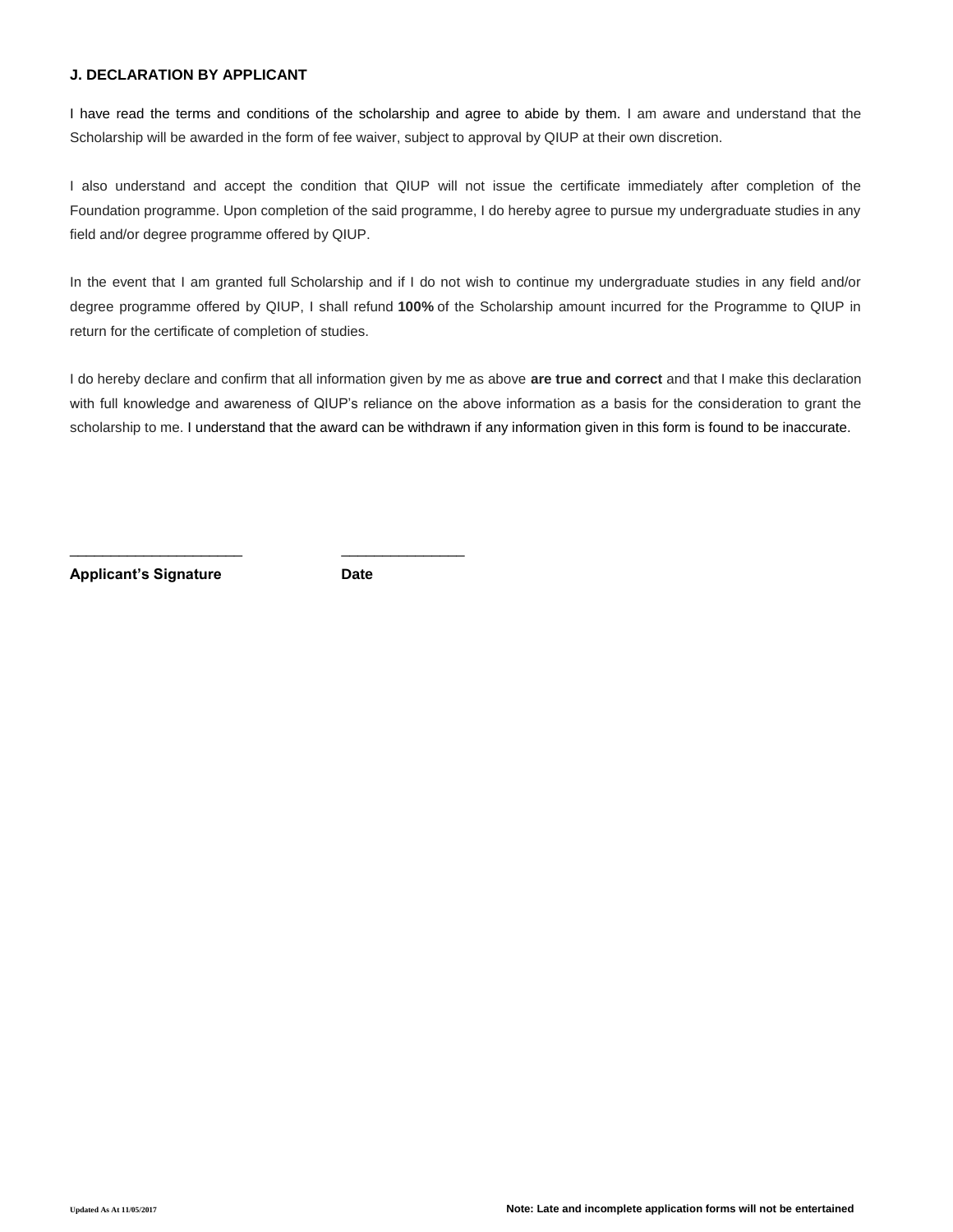### J. DECLARATION BY APPLICANT

I have read the terms and conditions of the scholarship and agree to abide by them. I am aware and understand that the Scholarship will be awarded in the form of fee waiver, subject to approval by QIUP at their own discretion.

I also understand and accept the condition that QIUP will not issue the certificate immediately after completion of the Foundation programme. Upon completion of the said programme, I do hereby agree to pursue my undergraduate studies in any field and/or degree programme offered by QIUP.

In the event that I am granted full Scholarship and if I do not wish to continue my undergraduate studies in any field and/or degree programme offered by QIUP, I shall refund **100%** of the Scholarship amount incurred for the Programme to QIUP in return for the certificate of completion of studies.

I do hereby declare and confirm that all information given by me as above **are true and correct** and that I make this declaration with full knowledge and awareness of QIUP's reliance on the above information as a basis for the consideration to grant the scholarship to me. I understand that the award can be withdrawn if any information given in this form is found to be inaccurate.

______________________ ________________

**Applicant's Signature** **Date**

Updated As At 11/05/2017

**Note: Late and incomplete application forms will not be entertained**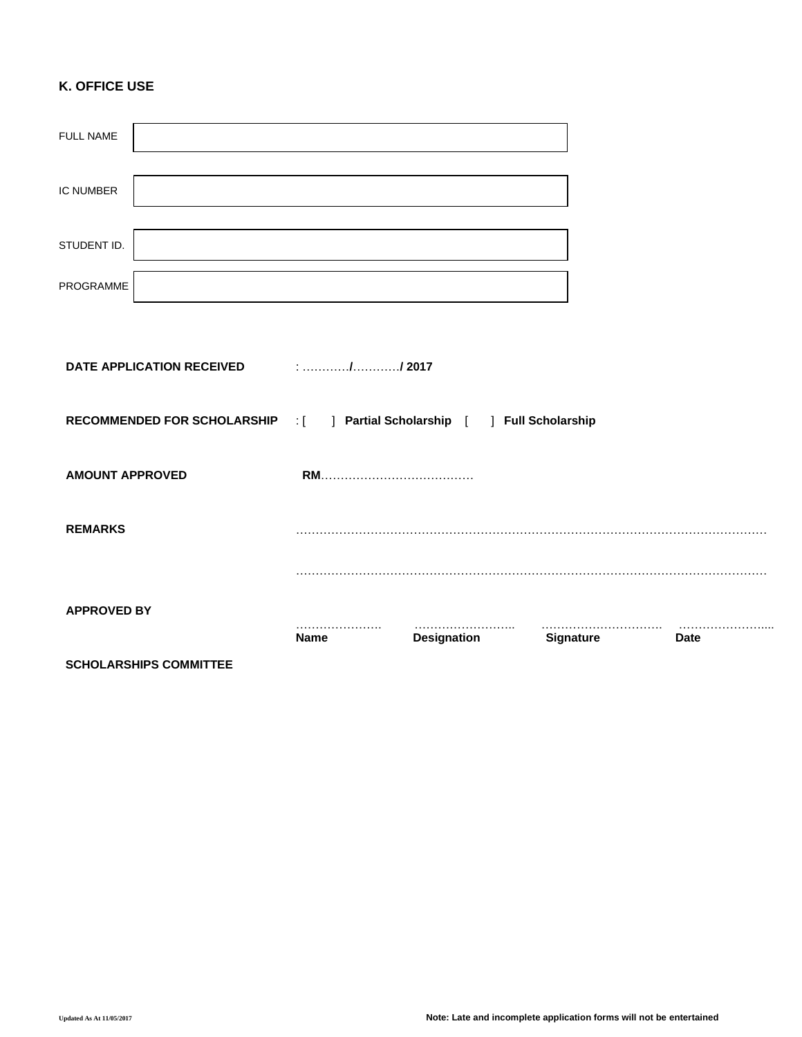## K. OFFICE USE

| | |
|---|---|
| FULL NAME | |
| IC NUMBER | |
| STUDENT ID. | |
| PROGRAMME | |

**DATE APPLICATION RECEIVED** : …………**/**…………**/ 2017**

**RECOMMENDED FOR SCHOLARSHIP** : [ ] **Partial Scholarship** [ ] **Full Scholarship**

**AMOUNT APPROVED** **RM**…………………………………

**REMARKS** …………………………………………………………………………………………………………

…………………………………………………………………………………………………………

**APPROVED BY**

| …………………. | …………………….. | ………………………… | ………………….... |
|---|---|---|---|
| **Name** | **Designation** | **Signature** | **Date** |

**SCHOLARSHIPS COMMITTEE**

Updated As At 11/05/2017

**Note: Late and incomplete application forms will not be entertained**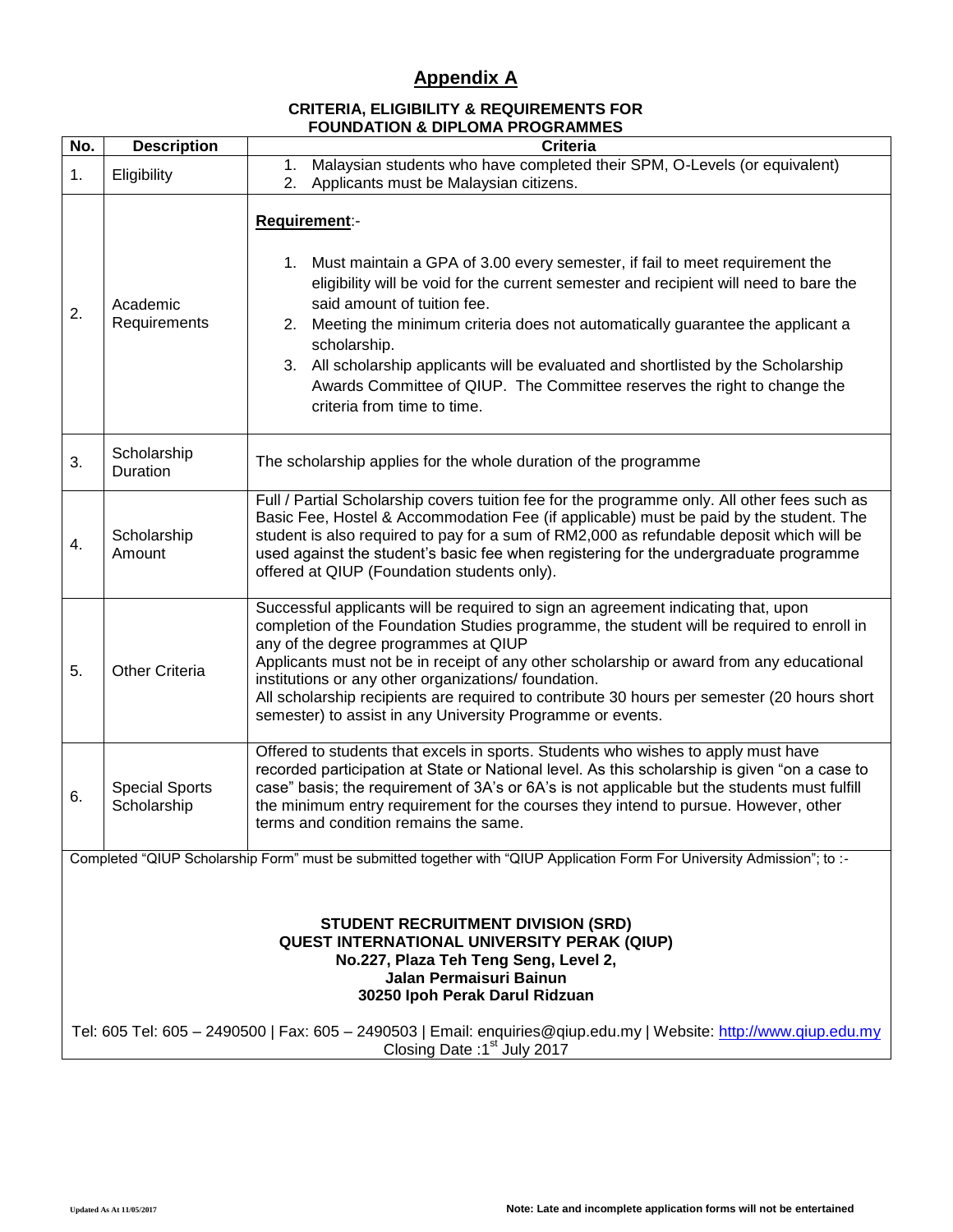# Appendix A

**CRITERIA, ELIGIBILITY & REQUIREMENTS FOR FOUNDATION & DIPLOMA PROGRAMMES**

| No. | Description | Criteria |
|---|---|---|
| 1. | Eligibility | 1. Malaysian students who have completed their SPM, O-Levels (or equivalent)<br>2. Applicants must be Malaysian citizens. |
| 2. | Academic Requirements | **Requirement**:-<br>1. Must maintain a GPA of 3.00 every semester, if fail to meet requirement the eligibility will be void for the current semester and recipient will need to bare the said amount of tuition fee.<br>2. Meeting the minimum criteria does not automatically guarantee the applicant a scholarship.<br>3. All scholarship applicants will be evaluated and shortlisted by the Scholarship Awards Committee of QIUP. The Committee reserves the right to change the criteria from time to time. |
| 3. | Scholarship Duration | The scholarship applies for the whole duration of the programme |
| 4. | Scholarship Amount | Full / Partial Scholarship covers tuition fee for the programme only. All other fees such as Basic Fee, Hostel & Accommodation Fee (if applicable) must be paid by the student. The student is also required to pay for a sum of RM2,000 as refundable deposit which will be used against the student's basic fee when registering for the undergraduate programme offered at QIUP (Foundation students only). |
| 5. | Other Criteria | Successful applicants will be required to sign an agreement indicating that, upon completion of the Foundation Studies programme, the student will be required to enroll in any of the degree programmes at QIUP<br>Applicants must not be in receipt of any other scholarship or award from any educational institutions or any other organizations/ foundation.<br>All scholarship recipients are required to contribute 30 hours per semester (20 hours short semester) to assist in any University Programme or events. |
| 6. | Special Sports Scholarship | Offered to students that excels in sports. Students who wishes to apply must have recorded participation at State or National level. As this scholarship is given "on a case to case" basis; the requirement of 3A's or 6A's is not applicable but the students must fulfill the minimum entry requirement for the courses they intend to pursue. However, other terms and condition remains the same. |

Completed "QIUP Scholarship Form" must be submitted together with "QIUP Application Form For University Admission"; to :-

**STUDENT RECRUITMENT DIVISION (SRD)**
**QUEST INTERNATIONAL UNIVERSITY PERAK (QIUP)**
**No.227, Plaza Teh Teng Seng, Level 2,**
**Jalan Permaisuri Bainun**
**30250 Ipoh Perak Darul Ridzuan**

Tel: 605 Tel: 605 – 2490500 | Fax: 605 – 2490503 | Email: enquiries@qiup.edu.my | Website: http://www.qiup.edu.my
Closing Date :1st July 2017

Updated As At 11/05/2017

**Note: Late and incomplete application forms will not be entertained**